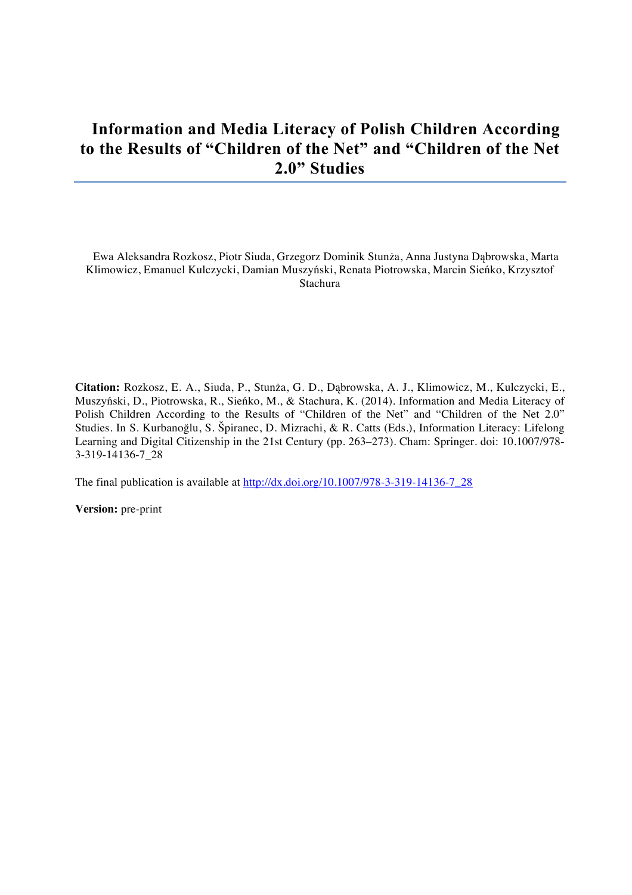# Information and Media Literacy of Polish Children According to the Results of "Children of the Net" and "Children of the Net 2.0" Studies

Ewa Aleksandra Rozkosz, Piotr Siuda, Grzegorz Dominik Stunża, Anna Justyna Dąbrowska, Marta Klimowicz, Emanuel Kulczycki, Damian Muszyński, Renata Piotrowska, Marcin Sieńko, Krzysztof Stachura

**Citation:** Rozkosz, E. A., Siuda, P., Stunża, G. D., Dąbrowska, A. J., Klimowicz, M., Kulczycki, E., Muszyński, D., Piotrowska, R., Sieńko, M., & Stachura, K. (2014). Information and Media Literacy of Polish Children According to the Results of "Children of the Net" and "Children of the Net 2.0" Studies. In S. Kurbanoğlu, S. Špiranec, D. Mizrachi, & R. Catts (Eds.), Information Literacy: Lifelong Learning and Digital Citizenship in the 21st Century (pp. 263–273). Cham: Springer. doi: 10.1007/978-3-319-14136-7_28

The final publication is available at http://dx.doi.org/10.1007/978-3-319-14136-7_28

**Version:** pre-print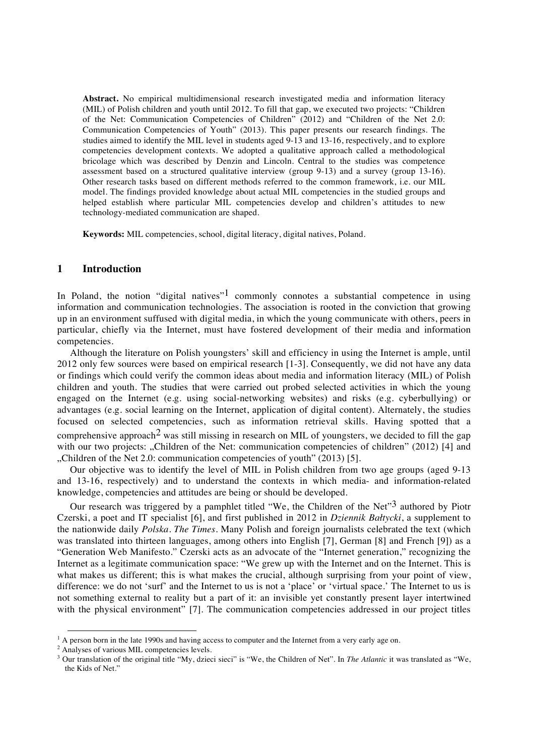**Abstract.** No empirical multidimensional research investigated media and information literacy (MIL) of Polish children and youth until 2012. To fill that gap, we executed two projects: "Children of the Net: Communication Competencies of Children" (2012) and "Children of the Net 2.0: Communication Competencies of Youth" (2013). This paper presents our research findings. The studies aimed to identify the MIL level in students aged 9-13 and 13-16, respectively, and to explore competencies development contexts. We adopted a qualitative approach called a methodological bricolage which was described by Denzin and Lincoln. Central to the studies was competence assessment based on a structured qualitative interview (group 9-13) and a survey (group 13-16). Other research tasks based on different methods referred to the common framework, i.e. our MIL model. The findings provided knowledge about actual MIL competencies in the studied groups and helped establish where particular MIL competencies develop and children's attitudes to new technology-mediated communication are shaped.

**Keywords:** MIL competencies, school, digital literacy, digital natives, Poland.

## 1 Introduction

In Poland, the notion "digital natives"[1] commonly connotes a substantial competence in using information and communication technologies. The association is rooted in the conviction that growing up in an environment suffused with digital media, in which the young communicate with others, peers in particular, chiefly via the Internet, must have fostered development of their media and information competencies.

Although the literature on Polish youngsters' skill and efficiency in using the Internet is ample, until 2012 only few sources were based on empirical research [1-3]. Consequently, we did not have any data or findings which could verify the common ideas about media and information literacy (MIL) of Polish children and youth. The studies that were carried out probed selected activities in which the young engaged on the Internet (e.g. using social-networking websites) and risks (e.g. cyberbullying) or advantages (e.g. social learning on the Internet, application of digital content). Alternately, the studies focused on selected competencies, such as information retrieval skills. Having spotted that a comprehensive approach[2] was still missing in research on MIL of youngsters, we decided to fill the gap with our two projects: „Children of the Net: communication competencies of children" (2012) [4] and „Children of the Net 2.0: communication competencies of youth" (2013) [5].

Our objective was to identify the level of MIL in Polish children from two age groups (aged 9-13 and 13-16, respectively) and to understand the contexts in which media- and information-related knowledge, competencies and attitudes are being or should be developed.

Our research was triggered by a pamphlet titled "We, the Children of the Net"[3] authored by Piotr Czerski, a poet and IT specialist [6], and first published in 2012 in *Dziennik Bałtycki*, a supplement to the nationwide daily *Polska. The Times*. Many Polish and foreign journalists celebrated the text (which was translated into thirteen languages, among others into English [7], German [8] and French [9]) as a "Generation Web Manifesto." Czerski acts as an advocate of the "Internet generation," recognizing the Internet as a legitimate communication space: "We grew up with the Internet and on the Internet. This is what makes us different; this is what makes the crucial, although surprising from your point of view, difference: we do not 'surf' and the Internet to us is not a 'place' or 'virtual space.' The Internet to us is not something external to reality but a part of it: an invisible yet constantly present layer intertwined with the physical environment" [7]. The communication competencies addressed in our project titles

[1] A person born in the late 1990s and having access to computer and the Internet from a very early age on.

[2] Analyses of various MIL competencies levels.

[3] Our translation of the original title "My, dzieci sieci" is "We, the Children of Net". In *The Atlantic* it was translated as "We, the Kids of Net."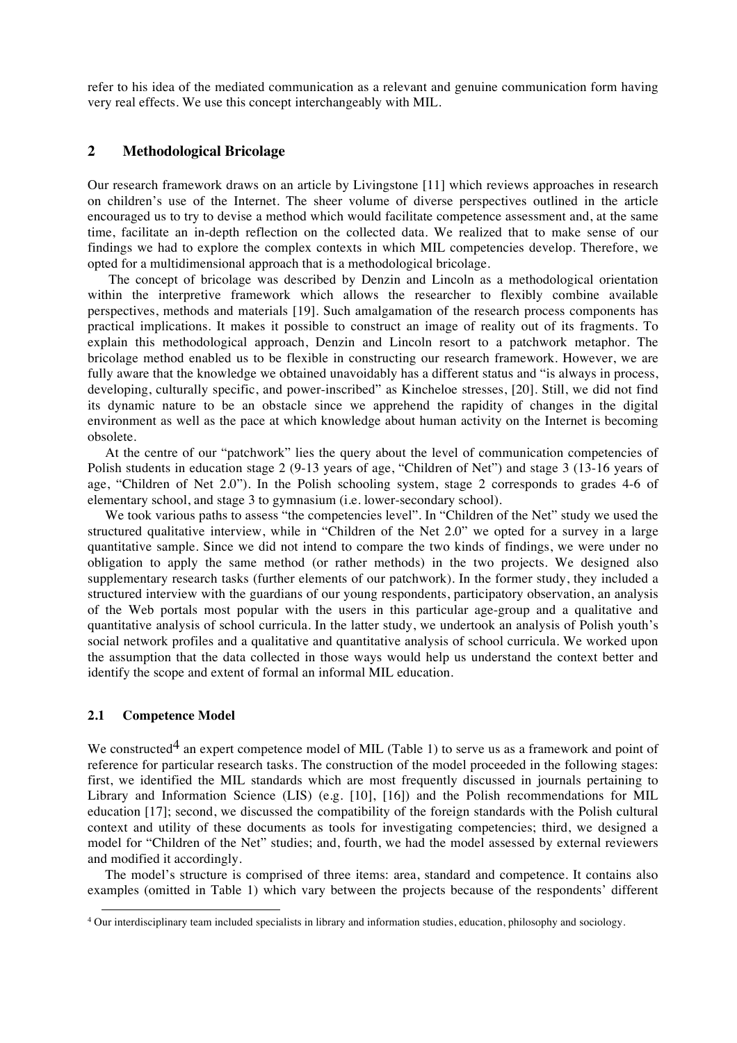refer to his idea of the mediated communication as a relevant and genuine communication form having very real effects. We use this concept interchangeably with MIL.

## 2 Methodological Bricolage

Our research framework draws on an article by Livingstone [11] which reviews approaches in research on children's use of the Internet. The sheer volume of diverse perspectives outlined in the article encouraged us to try to devise a method which would facilitate competence assessment and, at the same time, facilitate an in-depth reflection on the collected data. We realized that to make sense of our findings we had to explore the complex contexts in which MIL competencies develop. Therefore, we opted for a multidimensional approach that is a methodological bricolage.

The concept of bricolage was described by Denzin and Lincoln as a methodological orientation within the interpretive framework which allows the researcher to flexibly combine available perspectives, methods and materials [19]. Such amalgamation of the research process components has practical implications. It makes it possible to construct an image of reality out of its fragments. To explain this methodological approach, Denzin and Lincoln resort to a patchwork metaphor. The bricolage method enabled us to be flexible in constructing our research framework. However, we are fully aware that the knowledge we obtained unavoidably has a different status and "is always in process, developing, culturally specific, and power-inscribed" as Kincheloe stresses, [20]. Still, we did not find its dynamic nature to be an obstacle since we apprehend the rapidity of changes in the digital environment as well as the pace at which knowledge about human activity on the Internet is becoming obsolete.

At the centre of our "patchwork" lies the query about the level of communication competencies of Polish students in education stage 2 (9-13 years of age, "Children of Net") and stage 3 (13-16 years of age, "Children of Net 2.0"). In the Polish schooling system, stage 2 corresponds to grades 4-6 of elementary school, and stage 3 to gymnasium (i.e. lower-secondary school).

We took various paths to assess "the competencies level". In "Children of the Net" study we used the structured qualitative interview, while in "Children of the Net 2.0" we opted for a survey in a large quantitative sample. Since we did not intend to compare the two kinds of findings, we were under no obligation to apply the same method (or rather methods) in the two projects. We designed also supplementary research tasks (further elements of our patchwork). In the former study, they included a structured interview with the guardians of our young respondents, participatory observation, an analysis of the Web portals most popular with the users in this particular age-group and a qualitative and quantitative analysis of school curricula. In the latter study, we undertook an analysis of Polish youth's social network profiles and a qualitative and quantitative analysis of school curricula. We worked upon the assumption that the data collected in those ways would help us understand the context better and identify the scope and extent of formal an informal MIL education.

### 2.1 Competence Model

We constructed[4] an expert competence model of MIL (Table 1) to serve us as a framework and point of reference for particular research tasks. The construction of the model proceeded in the following stages: first, we identified the MIL standards which are most frequently discussed in journals pertaining to Library and Information Science (LIS) (e.g. [10], [16]) and the Polish recommendations for MIL education [17]; second, we discussed the compatibility of the foreign standards with the Polish cultural context and utility of these documents as tools for investigating competencies; third, we designed a model for "Children of the Net" studies; and, fourth, we had the model assessed by external reviewers and modified it accordingly.

The model's structure is comprised of three items: area, standard and competence. It contains also examples (omitted in Table 1) which vary between the projects because of the respondents' different

[4] Our interdisciplinary team included specialists in library and information studies, education, philosophy and sociology.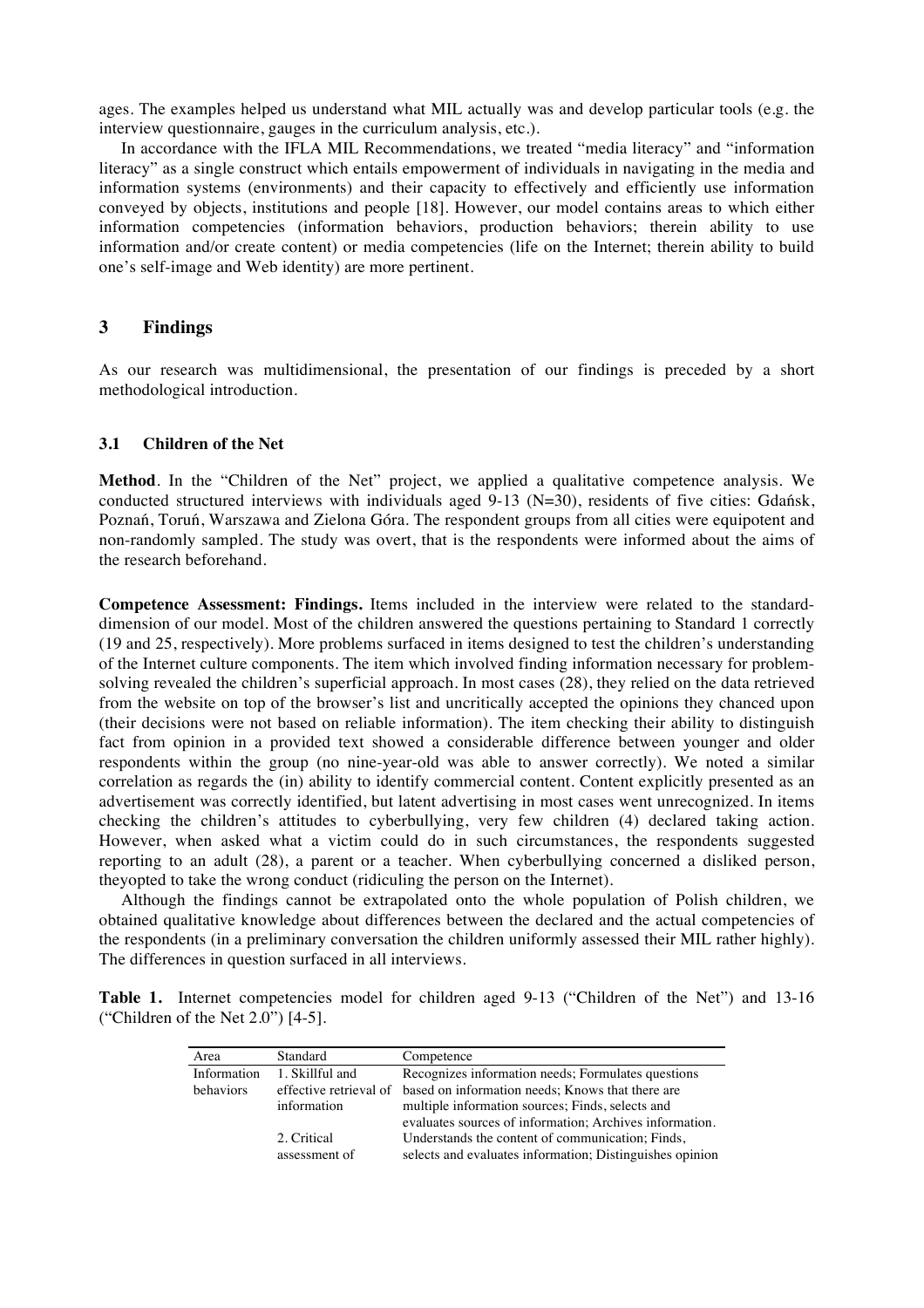ages. The examples helped us understand what MIL actually was and develop particular tools (e.g. the interview questionnaire, gauges in the curriculum analysis, etc.).

In accordance with the IFLA MIL Recommendations, we treated "media literacy" and "information literacy" as a single construct which entails empowerment of individuals in navigating in the media and information systems (environments) and their capacity to effectively and efficiently use information conveyed by objects, institutions and people [18]. However, our model contains areas to which either information competencies (information behaviors, production behaviors; therein ability to use information and/or create content) or media competencies (life on the Internet; therein ability to build one's self-image and Web identity) are more pertinent.

## 3 Findings

As our research was multidimensional, the presentation of our findings is preceded by a short methodological introduction.

### 3.1 Children of the Net

**Method**. In the "Children of the Net" project, we applied a qualitative competence analysis. We conducted structured interviews with individuals aged 9-13 (N=30), residents of five cities: Gdańsk, Poznań, Toruń, Warszawa and Zielona Góra. The respondent groups from all cities were equipotent and non-randomly sampled. The study was overt, that is the respondents were informed about the aims of the research beforehand.

**Competence Assessment: Findings.** Items included in the interview were related to the standard-dimension of our model. Most of the children answered the questions pertaining to Standard 1 correctly (19 and 25, respectively). More problems surfaced in items designed to test the children's understanding of the Internet culture components. The item which involved finding information necessary for problem-solving revealed the children's superficial approach. In most cases (28), they relied on the data retrieved from the website on top of the browser's list and uncritically accepted the opinions they chanced upon (their decisions were not based on reliable information). The item checking their ability to distinguish fact from opinion in a provided text showed a considerable difference between younger and older respondents within the group (no nine-year-old was able to answer correctly). We noted a similar correlation as regards the (in) ability to identify commercial content. Content explicitly presented as an advertisement was correctly identified, but latent advertising in most cases went unrecognized. In items checking the children's attitudes to cyberbullying, very few children (4) declared taking action. However, when asked what a victim could do in such circumstances, the respondents suggested reporting to an adult (28), a parent or a teacher. When cyberbullying concerned a disliked person, theyopted to take the wrong conduct (ridiculing the person on the Internet).

Although the findings cannot be extrapolated onto the whole population of Polish children, we obtained qualitative knowledge about differences between the declared and the actual competencies of the respondents (in a preliminary conversation the children uniformly assessed their MIL rather highly). The differences in question surfaced in all interviews.

**Table 1.** Internet competencies model for children aged 9-13 ("Children of the Net") and 13-16 ("Children of the Net 2.0") [4-5].

| Area | Standard | Competence |
|---|---|---|
| Information behaviors | 1. Skillful and effective retrieval of information | Recognizes information needs; Formulates questions based on information needs; Knows that there are multiple information sources; Finds, selects and evaluates sources of information; Archives information. |
| | 2. Critical assessment of | Understands the content of communication; Finds, selects and evaluates information; Distinguishes opinion |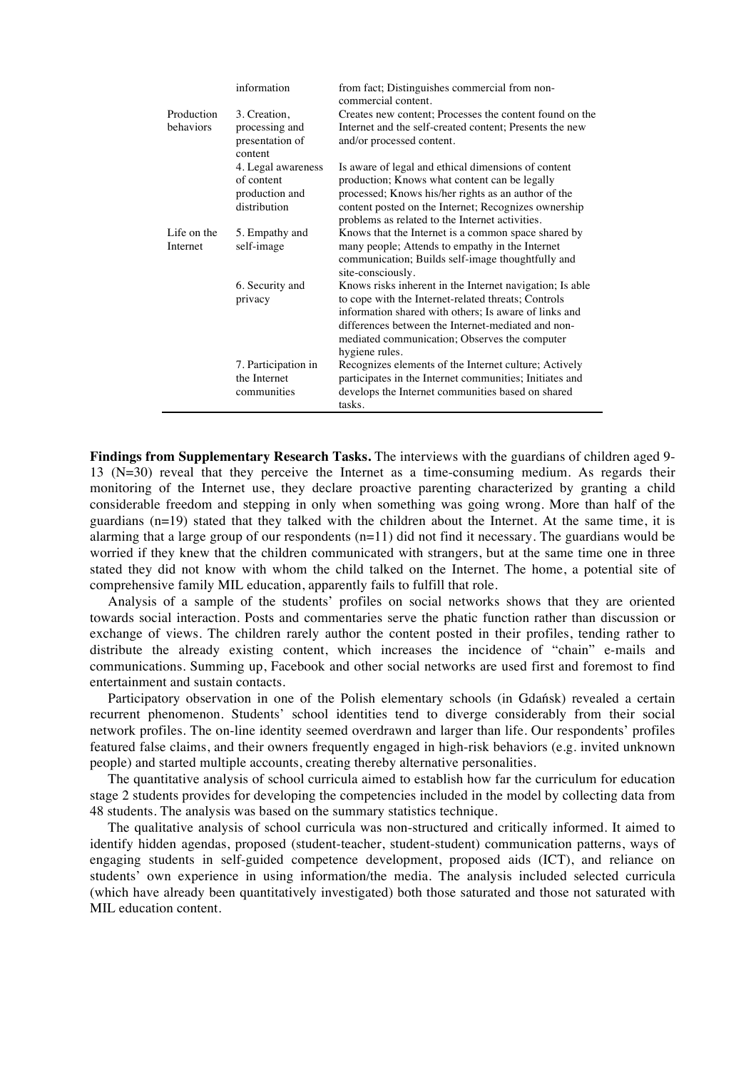| | | |
|---|---|---|
| | information | from fact; Distinguishes commercial from non-commercial content. |
| Production behaviors | 3. Creation, processing and presentation of content | Creates new content; Processes the content found on the Internet and the self-created content; Presents the new and/or processed content. |
| | 4. Legal awareness of content production and distribution | Is aware of legal and ethical dimensions of content production; Knows what content can be legally processed; Knows his/her rights as an author of the content posted on the Internet; Recognizes ownership problems as related to the Internet activities. |
| Life on the Internet | 5. Empathy and self-image | Knows that the Internet is a common space shared by many people; Attends to empathy in the Internet communication; Builds self-image thoughtfully and site-consciously. |
| | 6. Security and privacy | Knows risks inherent in the Internet navigation; Is able to cope with the Internet-related threats; Controls information shared with others; Is aware of links and differences between the Internet-mediated and non-mediated communication; Observes the computer hygiene rules. |
| | 7. Participation in the Internet communities | Recognizes elements of the Internet culture; Actively participates in the Internet communities; Initiates and develops the Internet communities based on shared tasks. |

**Findings from Supplementary Research Tasks.** The interviews with the guardians of children aged 9-13 (N=30) reveal that they perceive the Internet as a time-consuming medium. As regards their monitoring of the Internet use, they declare proactive parenting characterized by granting a child considerable freedom and stepping in only when something was going wrong. More than half of the guardians (n=19) stated that they talked with the children about the Internet. At the same time, it is alarming that a large group of our respondents (n=11) did not find it necessary. The guardians would be worried if they knew that the children communicated with strangers, but at the same time one in three stated they did not know with whom the child talked on the Internet. The home, a potential site of comprehensive family MIL education, apparently fails to fulfill that role.

Analysis of a sample of the students' profiles on social networks shows that they are oriented towards social interaction. Posts and commentaries serve the phatic function rather than discussion or exchange of views. The children rarely author the content posted in their profiles, tending rather to distribute the already existing content, which increases the incidence of "chain" e-mails and communications. Summing up, Facebook and other social networks are used first and foremost to find entertainment and sustain contacts.

Participatory observation in one of the Polish elementary schools (in Gdańsk) revealed a certain recurrent phenomenon. Students' school identities tend to diverge considerably from their social network profiles. The on-line identity seemed overdrawn and larger than life. Our respondents' profiles featured false claims, and their owners frequently engaged in high-risk behaviors (e.g. invited unknown people) and started multiple accounts, creating thereby alternative personalities.

The quantitative analysis of school curricula aimed to establish how far the curriculum for education stage 2 students provides for developing the competencies included in the model by collecting data from 48 students. The analysis was based on the summary statistics technique.

The qualitative analysis of school curricula was non-structured and critically informed. It aimed to identify hidden agendas, proposed (student-teacher, student-student) communication patterns, ways of engaging students in self-guided competence development, proposed aids (ICT), and reliance on students' own experience in using information/the media. The analysis included selected curricula (which have already been quantitatively investigated) both those saturated and those not saturated with MIL education content.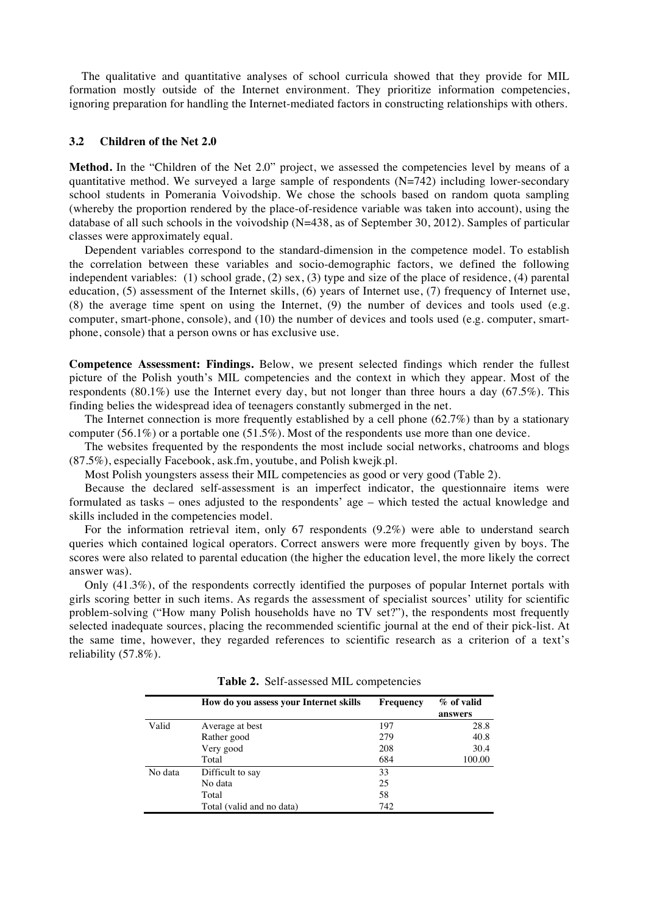The qualitative and quantitative analyses of school curricula showed that they provide for MIL formation mostly outside of the Internet environment. They prioritize information competencies, ignoring preparation for handling the Internet-mediated factors in constructing relationships with others.

### 3.2 Children of the Net 2.0

**Method.** In the "Children of the Net 2.0" project, we assessed the competencies level by means of a quantitative method. We surveyed a large sample of respondents (N=742) including lower-secondary school students in Pomerania Voivodship. We chose the schools based on random quota sampling (whereby the proportion rendered by the place-of-residence variable was taken into account), using the database of all such schools in the voivodship (N=438, as of September 30, 2012). Samples of particular classes were approximately equal.

Dependent variables correspond to the standard-dimension in the competence model. To establish the correlation between these variables and socio-demographic factors, we defined the following independent variables: (1) school grade, (2) sex, (3) type and size of the place of residence, (4) parental education, (5) assessment of the Internet skills, (6) years of Internet use, (7) frequency of Internet use, (8) the average time spent on using the Internet, (9) the number of devices and tools used (e.g. computer, smart-phone, console), and (10) the number of devices and tools used (e.g. computer, smart-phone, console) that a person owns or has exclusive use.

**Competence Assessment: Findings.** Below, we present selected findings which render the fullest picture of the Polish youth's MIL competencies and the context in which they appear. Most of the respondents (80.1%) use the Internet every day, but not longer than three hours a day (67.5%). This finding belies the widespread idea of teenagers constantly submerged in the net.

The Internet connection is more frequently established by a cell phone (62.7%) than by a stationary computer (56.1%) or a portable one (51.5%). Most of the respondents use more than one device.

The websites frequented by the respondents the most include social networks, chatrooms and blogs (87.5%), especially Facebook, ask.fm, youtube, and Polish kwejk.pl.

Most Polish youngsters assess their MIL competencies as good or very good (Table 2).

Because the declared self-assessment is an imperfect indicator, the questionnaire items were formulated as tasks – ones adjusted to the respondents' age – which tested the actual knowledge and skills included in the competencies model.

For the information retrieval item, only 67 respondents (9.2%) were able to understand search queries which contained logical operators. Correct answers were more frequently given by boys. The scores were also related to parental education (the higher the education level, the more likely the correct answer was).

Only (41.3%), of the respondents correctly identified the purposes of popular Internet portals with girls scoring better in such items. As regards the assessment of specialist sources' utility for scientific problem-solving ("How many Polish households have no TV set?"), the respondents most frequently selected inadequate sources, placing the recommended scientific journal at the end of their pick-list. At the same time, however, they regarded references to scientific research as a criterion of a text's reliability (57.8%).

**Table 2.** Self-assessed MIL competencies

| | How do you assess your Internet skills | Frequency | % of valid answers |
|---|---|---|---|
| Valid | Average at best | 197 | 28.8 |
| | Rather good | 279 | 40.8 |
| | Very good | 208 | 30.4 |
| | Total | 684 | 100.00 |
| No data | Difficult to say | 33 | |
| | No data | 25 | |
| | Total | 58 | |
| | Total (valid and no data) | 742 | |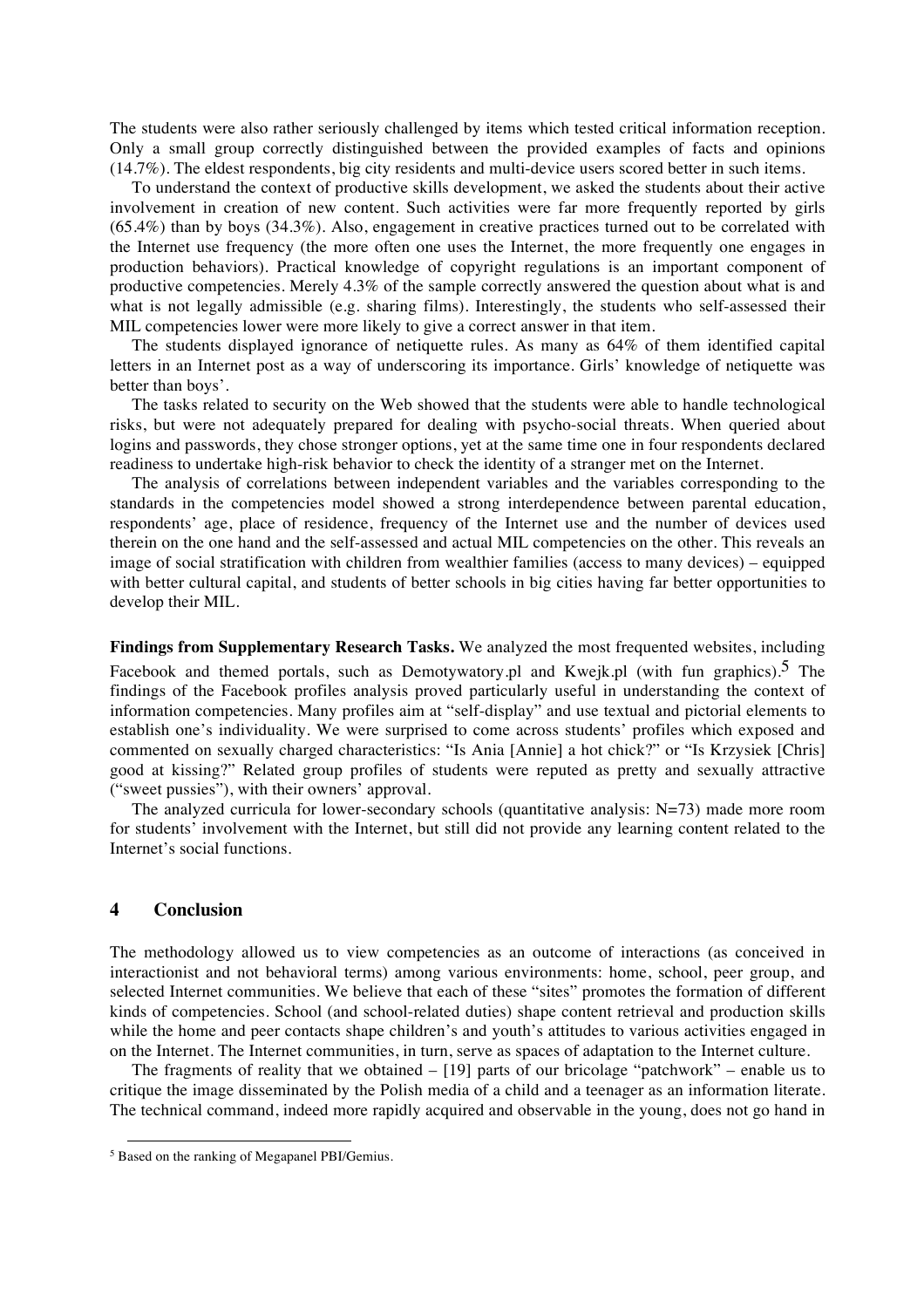The students were also rather seriously challenged by items which tested critical information reception. Only a small group correctly distinguished between the provided examples of facts and opinions (14.7%). The eldest respondents, big city residents and multi-device users scored better in such items.

To understand the context of productive skills development, we asked the students about their active involvement in creation of new content. Such activities were far more frequently reported by girls (65.4%) than by boys (34.3%). Also, engagement in creative practices turned out to be correlated with the Internet use frequency (the more often one uses the Internet, the more frequently one engages in production behaviors). Practical knowledge of copyright regulations is an important component of productive competencies. Merely 4.3% of the sample correctly answered the question about what is and what is not legally admissible (e.g. sharing films). Interestingly, the students who self-assessed their MIL competencies lower were more likely to give a correct answer in that item.

The students displayed ignorance of netiquette rules. As many as 64% of them identified capital letters in an Internet post as a way of underscoring its importance. Girls' knowledge of netiquette was better than boys'.

The tasks related to security on the Web showed that the students were able to handle technological risks, but were not adequately prepared for dealing with psycho-social threats. When queried about logins and passwords, they chose stronger options, yet at the same time one in four respondents declared readiness to undertake high-risk behavior to check the identity of a stranger met on the Internet.

The analysis of correlations between independent variables and the variables corresponding to the standards in the competencies model showed a strong interdependence between parental education, respondents' age, place of residence, frequency of the Internet use and the number of devices used therein on the one hand and the self-assessed and actual MIL competencies on the other. This reveals an image of social stratification with children from wealthier families (access to many devices) – equipped with better cultural capital, and students of better schools in big cities having far better opportunities to develop their MIL.

**Findings from Supplementary Research Tasks.** We analyzed the most frequented websites, including Facebook and themed portals, such as Demotywatory.pl and Kwejk.pl (with fun graphics).[5] The findings of the Facebook profiles analysis proved particularly useful in understanding the context of information competencies. Many profiles aim at "self-display" and use textual and pictorial elements to establish one's individuality. We were surprised to come across students' profiles which exposed and commented on sexually charged characteristics: "Is Ania [Annie] a hot chick?" or "Is Krzysiek [Chris] good at kissing?" Related group profiles of students were reputed as pretty and sexually attractive ("sweet pussies"), with their owners' approval.

The analyzed curricula for lower-secondary schools (quantitative analysis: N=73) made more room for students' involvement with the Internet, but still did not provide any learning content related to the Internet's social functions.

## 4 Conclusion

The methodology allowed us to view competencies as an outcome of interactions (as conceived in interactionist and not behavioral terms) among various environments: home, school, peer group, and selected Internet communities. We believe that each of these "sites" promotes the formation of different kinds of competencies. School (and school-related duties) shape content retrieval and production skills while the home and peer contacts shape children's and youth's attitudes to various activities engaged in on the Internet. The Internet communities, in turn, serve as spaces of adaptation to the Internet culture.

The fragments of reality that we obtained – [19] parts of our bricolage "patchwork" – enable us to critique the image disseminated by the Polish media of a child and a teenager as an information literate. The technical command, indeed more rapidly acquired and observable in the young, does not go hand in

[5] Based on the ranking of Megapanel PBI/Gemius.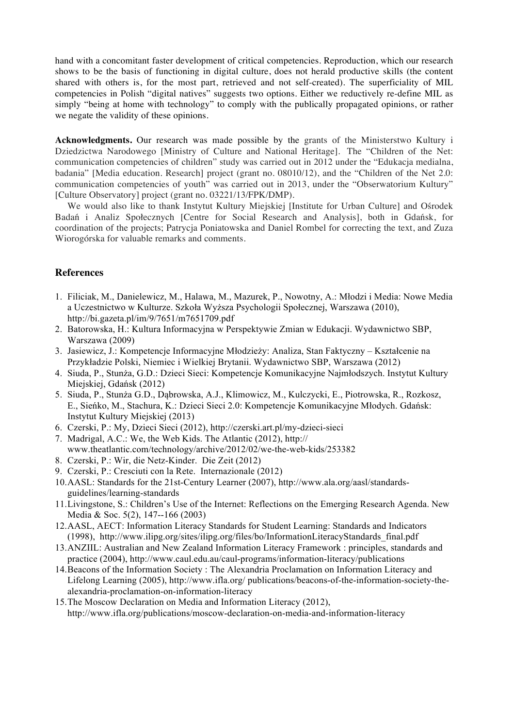hand with a concomitant faster development of critical competencies. Reproduction, which our research shows to be the basis of functioning in digital culture, does not herald productive skills (the content shared with others is, for the most part, retrieved and not self-created). The superficiality of MIL competencies in Polish "digital natives" suggests two options. Either we reductively re-define MIL as simply "being at home with technology" to comply with the publically propagated opinions, or rather we negate the validity of these opinions.

**Acknowledgments.** Our research was made possible by the grants of the Ministerstwo Kultury i Dziedzictwa Narodowego [Ministry of Culture and National Heritage]. The "Children of the Net: communication competencies of children" study was carried out in 2012 under the "Edukacja medialna, badania" [Media education. Research] project (grant no. 08010/12), and the "Children of the Net 2.0: communication competencies of youth" was carried out in 2013, under the "Obserwatorium Kultury" [Culture Observatory] project (grant no. 03221/13/FPK/DMP).

We would also like to thank Instytut Kultury Miejskiej [Institute for Urban Culture] and Ośrodek Badań i Analiz Społecznych [Centre for Social Research and Analysis], both in Gdańsk, for coordination of the projects; Patrycja Poniatowska and Daniel Rombel for correcting the text, and Zuza Wiorogórska for valuable remarks and comments.

## References

1. Filiciak, M., Danielewicz, M., Halawa, M., Mazurek, P., Nowotny, A.: Młodzi i Media: Nowe Media a Uczestnictwo w Kulturze. Szkoła Wyższa Psychologii Społecznej, Warszawa (2010), http://bi.gazeta.pl/im/9/7651/m7651709.pdf
2. Batorowska, H.: Kultura Informacyjna w Perspektywie Zmian w Edukacji. Wydawnictwo SBP, Warszawa (2009)
3. Jasiewicz, J.: Kompetencje Informacyjne Młodzieży: Analiza, Stan Faktyczny – Kształcenie na Przykładzie Polski, Niemiec i Wielkiej Brytanii. Wydawnictwo SBP, Warszawa (2012)
4. Siuda, P., Stunża, G.D.: Dzieci Sieci: Kompetencje Komunikacyjne Najmłodszych. Instytut Kultury Miejskiej, Gdańsk (2012)
5. Siuda, P., Stunża G.D., Dąbrowska, A.J., Klimowicz, M., Kulczycki, E., Piotrowska, R., Rozkosz, E., Sieńko, M., Stachura, K.: Dzieci Sieci 2.0: Kompetencje Komunikacyjne Młodych. Gdańsk: Instytut Kultury Miejskiej (2013)
6. Czerski, P.: My, Dzieci Sieci (2012), http://czerski.art.pl/my-dzieci-sieci
7. Madrigal, A.C.: We, the Web Kids. The Atlantic (2012), http://www.theatlantic.com/technology/archive/2012/02/we-the-web-kids/253382
8. Czerski, P.: Wir, die Netz-Kinder. Die Zeit (2012)
9. Czerski, P.: Cresciuti con la Rete. Internazionale (2012)
10. AASL: Standards for the 21st-Century Learner (2007), http://www.ala.org/aasl/standards-guidelines/learning-standards
11. Livingstone, S.: Children's Use of the Internet: Reflections on the Emerging Research Agenda. New Media & Soc. 5(2), 147--166 (2003)
12. AASL, AECT: Information Literacy Standards for Student Learning: Standards and Indicators (1998), http://www.ilipg.org/sites/ilipg.org/files/bo/InformationLiteracyStandards_final.pdf
13. ANZIIL: Australian and New Zealand Information Literacy Framework : principles, standards and practice (2004), http://www.caul.edu.au/caul-programs/information-literacy/publications
14. Beacons of the Information Society : The Alexandria Proclamation on Information Literacy and Lifelong Learning (2005), http://www.ifla.org/ publications/beacons-of-the-information-society-the-alexandria-proclamation-on-information-literacy
15. The Moscow Declaration on Media and Information Literacy (2012), http://www.ifla.org/publications/moscow-declaration-on-media-and-information-literacy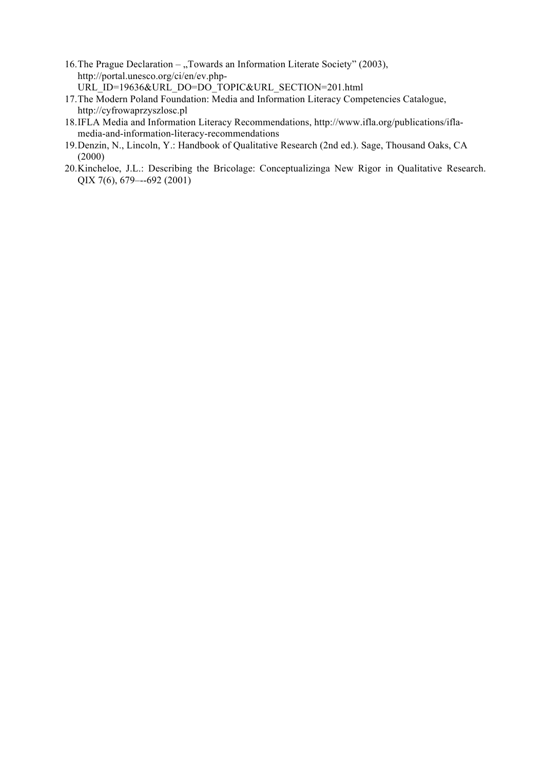16. The Prague Declaration – „Towards an Information Literate Society" (2003), http://portal.unesco.org/ci/en/ev.php-URL_ID=19636&URL_DO=DO_TOPIC&URL_SECTION=201.html
17. The Modern Poland Foundation: Media and Information Literacy Competencies Catalogue, http://cyfrowaprzyszlosc.pl
18. IFLA Media and Information Literacy Recommendations, http://www.ifla.org/publications/ifla-media-and-information-literacy-recommendations
19. Denzin, N., Lincoln, Y.: Handbook of Qualitative Research (2nd ed.). Sage, Thousand Oaks, CA (2000)
20. Kincheloe, J.L.: Describing the Bricolage: Conceptualizinga New Rigor in Qualitative Research. QIX 7(6), 679–-692 (2001)